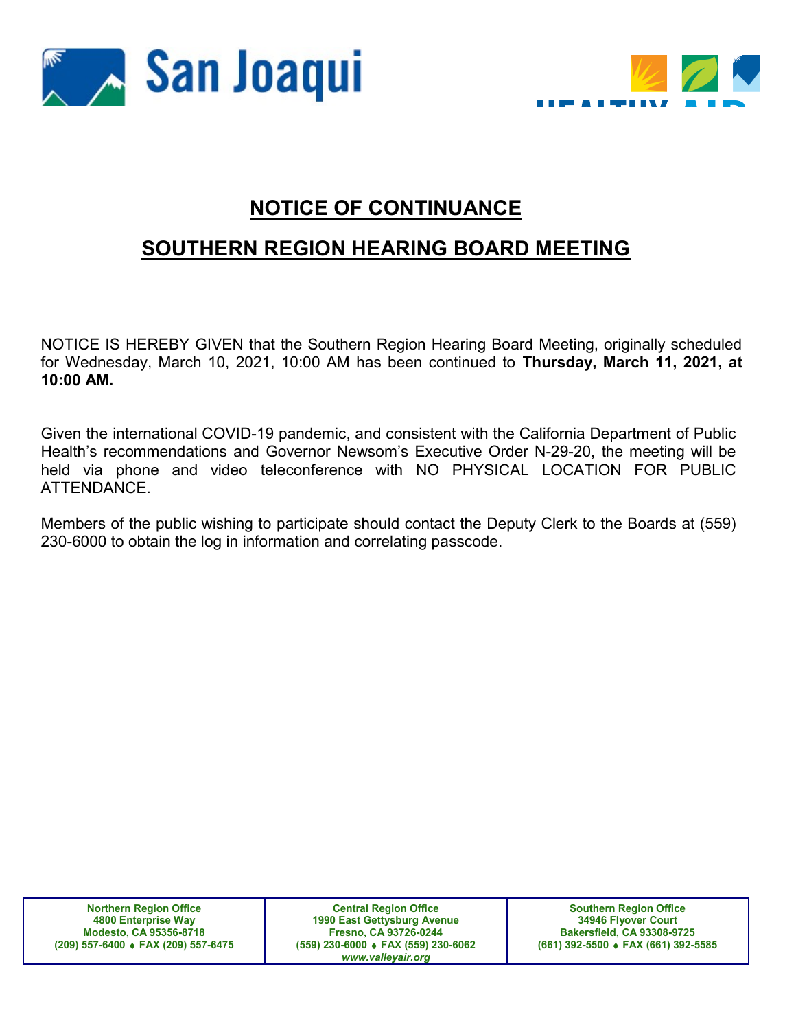San Joaqui

# NOTICE OF CONTINUANCE

# SOUTHERN REGION HEARING BOARD MEETING

NOTICE IS HEREBY GIVEN that the Southern Region Hearing Board Meeting, originally scheduled for Wednesday, March 10, 2021, 10:00 AM has been continued to **Thursday, March 11, 2021, at 10:00 AM.**

Given the international COVID-19 pandemic, and consistent with the California Department of Public Health's recommendations and Governor Newsom's Executive Order N-29-20, the meeting will be held via phone and video teleconference with NO PHYSICAL LOCATION FOR PUBLIC ATTENDANCE.

Members of the public wishing to participate should contact the Deputy Clerk to the Boards at (559) 230-6000 to obtain the log in information and correlating passcode.

| **Northern Region Office**<br>**4800 Enterprise Way**<br>**Modesto, CA 95356-8718**<br>**(209) 557-6400 ♦ FAX (209) 557-6475** | **Central Region Office**<br>**1990 East Gettysburg Avenue**<br>**Fresno, CA 93726-0244**<br>**(559) 230-6000 ♦ FAX (559) 230-6062**<br>***www.valleyair.org*** | **Southern Region Office**<br>**34946 Flyover Court**<br>**Bakersfield, CA 93308-9725**<br>**(661) 392-5500 ♦ FAX (661) 392-5585** |
|---|---|---|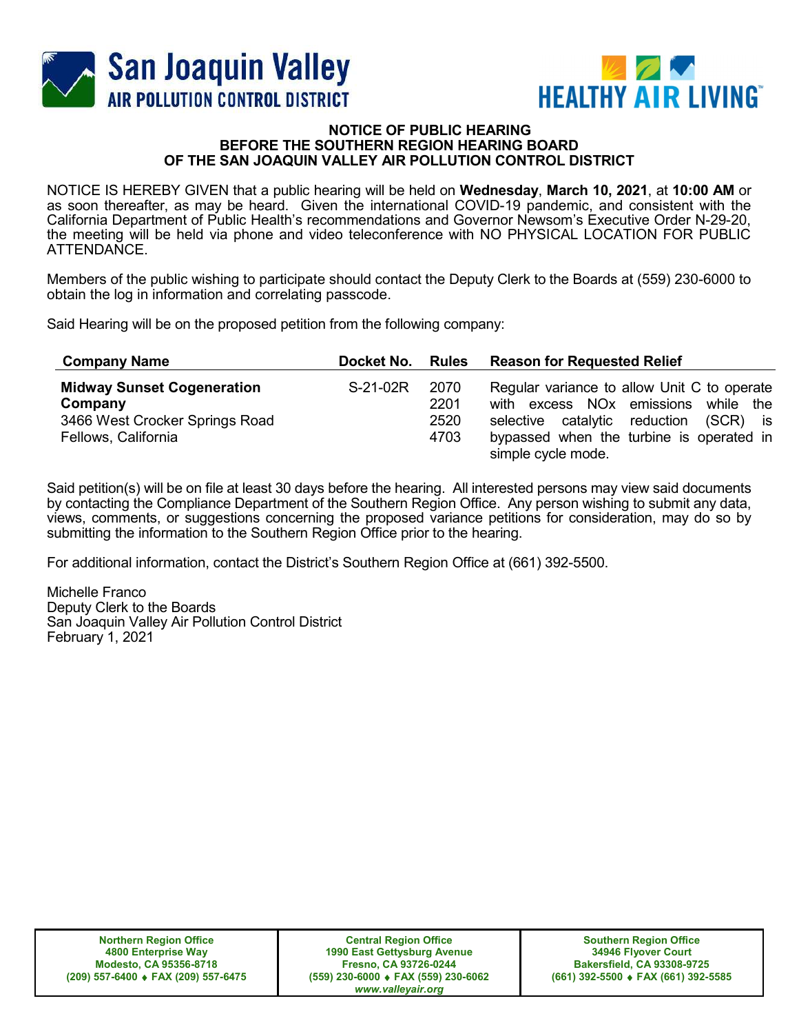San Joaquin Valley
AIR POLLUTION CONTROL DISTRICT

HEALTHY AIR LIVING™

**NOTICE OF PUBLIC HEARING**
**BEFORE THE SOUTHERN REGION HEARING BOARD**
**OF THE SAN JOAQUIN VALLEY AIR POLLUTION CONTROL DISTRICT**

NOTICE IS HEREBY GIVEN that a public hearing will be held on **Wednesday**, **March 10, 2021**, at **10:00 AM** or as soon thereafter, as may be heard. Given the international COVID-19 pandemic, and consistent with the California Department of Public Health's recommendations and Governor Newsom's Executive Order N-29-20, the meeting will be held via phone and video teleconference with NO PHYSICAL LOCATION FOR PUBLIC ATTENDANCE.

Members of the public wishing to participate should contact the Deputy Clerk to the Boards at (559) 230-6000 to obtain the log in information and correlating passcode.

Said Hearing will be on the proposed petition from the following company:

| Company Name | Docket No. | Rules | Reason for Requested Relief |
|---|---|---|---|
| **Midway Sunset Cogeneration Company**<br>3466 West Crocker Springs Road<br>Fellows, California | S-21-02R | 2070<br>2201<br>2520<br>4703 | Regular variance to allow Unit C to operate with excess NOx emissions while the selective catalytic reduction (SCR) is bypassed when the turbine is operated in simple cycle mode. |

Said petition(s) will be on file at least 30 days before the hearing. All interested persons may view said documents by contacting the Compliance Department of the Southern Region Office. Any person wishing to submit any data, views, comments, or suggestions concerning the proposed variance petitions for consideration, may do so by submitting the information to the Southern Region Office prior to the hearing.

For additional information, contact the District's Southern Region Office at (661) 392-5500.

Michelle Franco
Deputy Clerk to the Boards
San Joaquin Valley Air Pollution Control District
February 1, 2021

| Northern Region Office | Central Region Office | Southern Region Office |
|---|---|---|
| 4800 Enterprise Way<br>Modesto, CA 95356-8718<br>(209) 557-6400 ♦ FAX (209) 557-6475 | 1990 East Gettysburg Avenue<br>Fresno, CA 93726-0244<br>(559) 230-6000 ♦ FAX (559) 230-6062<br>*www.valleyair.org* | 34946 Flyover Court<br>Bakersfield, CA 93308-9725<br>(661) 392-5500 ♦ FAX (661) 392-5585 |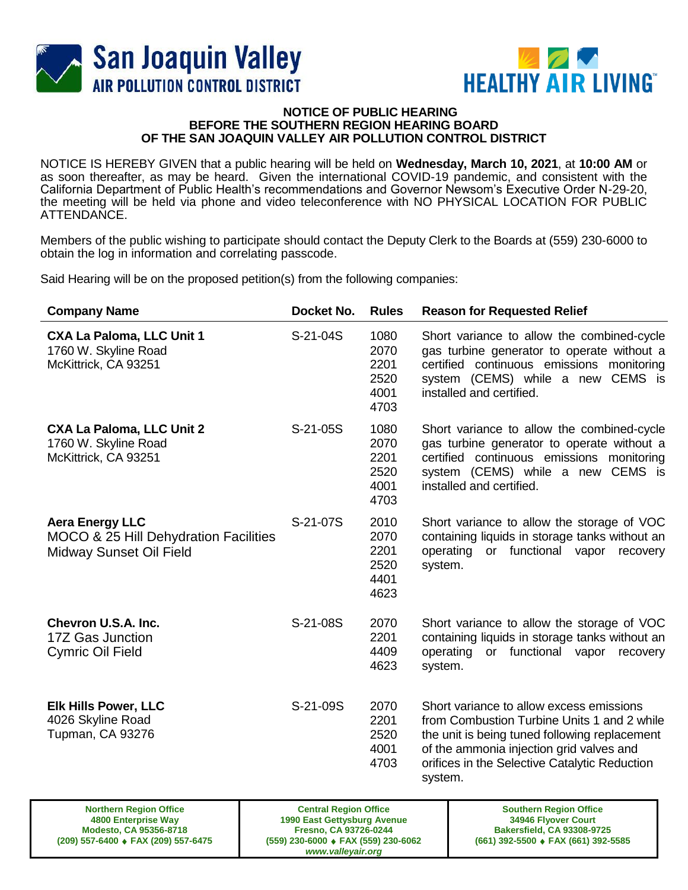**San Joaquin Valley AIR POLLUTION CONTROL DISTRICT**

**HEALTHY AIR LIVING™**

**NOTICE OF PUBLIC HEARING**
**BEFORE THE SOUTHERN REGION HEARING BOARD**
**OF THE SAN JOAQUIN VALLEY AIR POLLUTION CONTROL DISTRICT**

NOTICE IS HEREBY GIVEN that a public hearing will be held on **Wednesday, March 10, 2021**, at **10:00 AM** or as soon thereafter, as may be heard. Given the international COVID-19 pandemic, and consistent with the California Department of Public Health's recommendations and Governor Newsom's Executive Order N-29-20, the meeting will be held via phone and video teleconference with NO PHYSICAL LOCATION FOR PUBLIC ATTENDANCE.

Members of the public wishing to participate should contact the Deputy Clerk to the Boards at (559) 230-6000 to obtain the log in information and correlating passcode.

Said Hearing will be on the proposed petition(s) from the following companies:

| Company Name | Docket No. | Rules | Reason for Requested Relief |
|---|---|---|---|
| **CXA La Paloma, LLC Unit 1**<br>1760 W. Skyline Road<br>McKittrick, CA 93251 | S-21-04S | 1080<br>2070<br>2201<br>2520<br>4001<br>4703 | Short variance to allow the combined-cycle gas turbine generator to operate without a certified continuous emissions monitoring system (CEMS) while a new CEMS is installed and certified. |
| **CXA La Paloma, LLC Unit 2**<br>1760 W. Skyline Road<br>McKittrick, CA 93251 | S-21-05S | 1080<br>2070<br>2201<br>2520<br>4001<br>4703 | Short variance to allow the combined-cycle gas turbine generator to operate without a certified continuous emissions monitoring system (CEMS) while a new CEMS is installed and certified. |
| **Aera Energy LLC**<br>MOCO & 25 Hill Dehydration Facilities<br>Midway Sunset Oil Field | S-21-07S | 2010<br>2070<br>2201<br>2520<br>4401<br>4623 | Short variance to allow the storage of VOC containing liquids in storage tanks without an operating or functional vapor recovery system. |
| **Chevron U.S.A. Inc.**<br>17Z Gas Junction<br>Cymric Oil Field | S-21-08S | 2070<br>2201<br>4409<br>4623 | Short variance to allow the storage of VOC containing liquids in storage tanks without an operating or functional vapor recovery system. |
| **Elk Hills Power, LLC**<br>4026 Skyline Road<br>Tupman, CA 93276 | S-21-09S | 2070<br>2201<br>2520<br>4001<br>4703 | Short variance to allow excess emissions from Combustion Turbine Units 1 and 2 while the unit is being tuned following replacement of the ammonia injection grid valves and orifices in the Selective Catalytic Reduction system. |

| **Northern Region Office**<br>4800 Enterprise Way<br>Modesto, CA 95356-8718<br>(209) 557-6400 ♦ FAX (209) 557-6475 | **Central Region Office**<br>1990 East Gettysburg Avenue<br>Fresno, CA 93726-0244<br>(559) 230-6000 ♦ FAX (559) 230-6062<br>*www.valleyair.org* | **Southern Region Office**<br>34946 Flyover Court<br>Bakersfield, CA 93308-9725<br>(661) 392-5500 ♦ FAX (661) 392-5585 |
|---|---|---|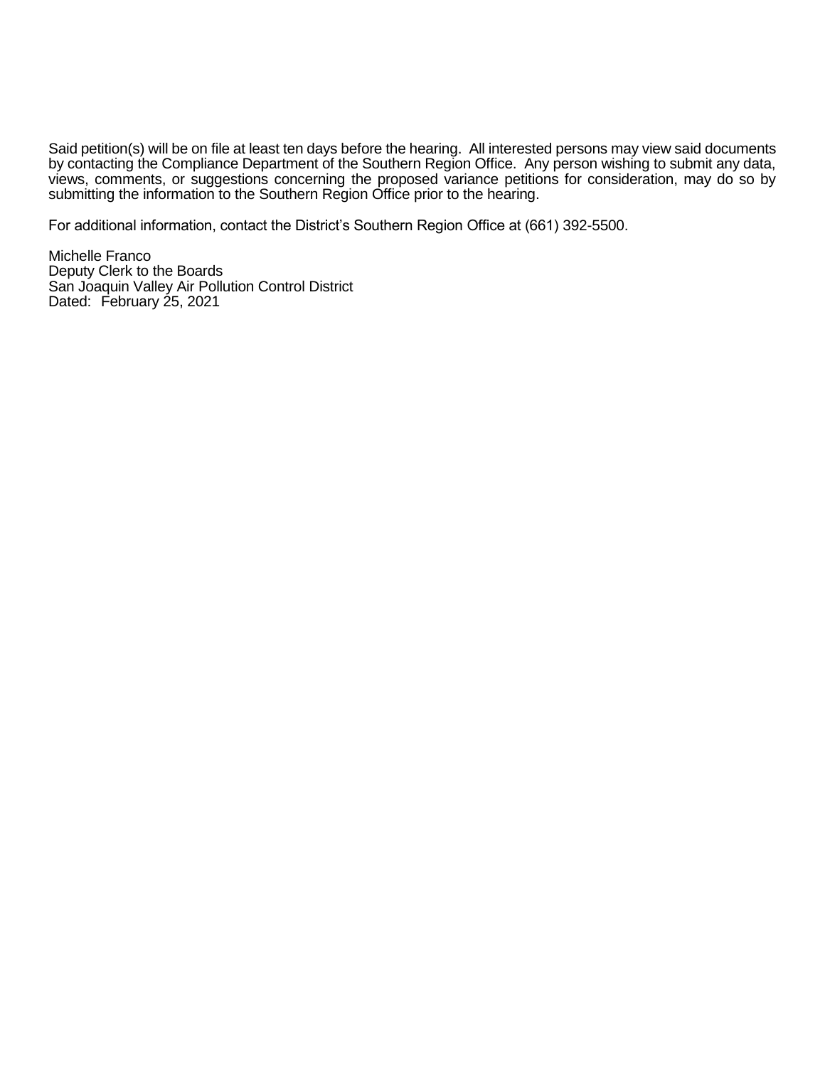Said petition(s) will be on file at least ten days before the hearing. All interested persons may view said documents by contacting the Compliance Department of the Southern Region Office. Any person wishing to submit any data, views, comments, or suggestions concerning the proposed variance petitions for consideration, may do so by submitting the information to the Southern Region Office prior to the hearing.

For additional information, contact the District's Southern Region Office at (661) 392-5500.

Michelle Franco
Deputy Clerk to the Boards
San Joaquin Valley Air Pollution Control District
Dated: February 25, 2021